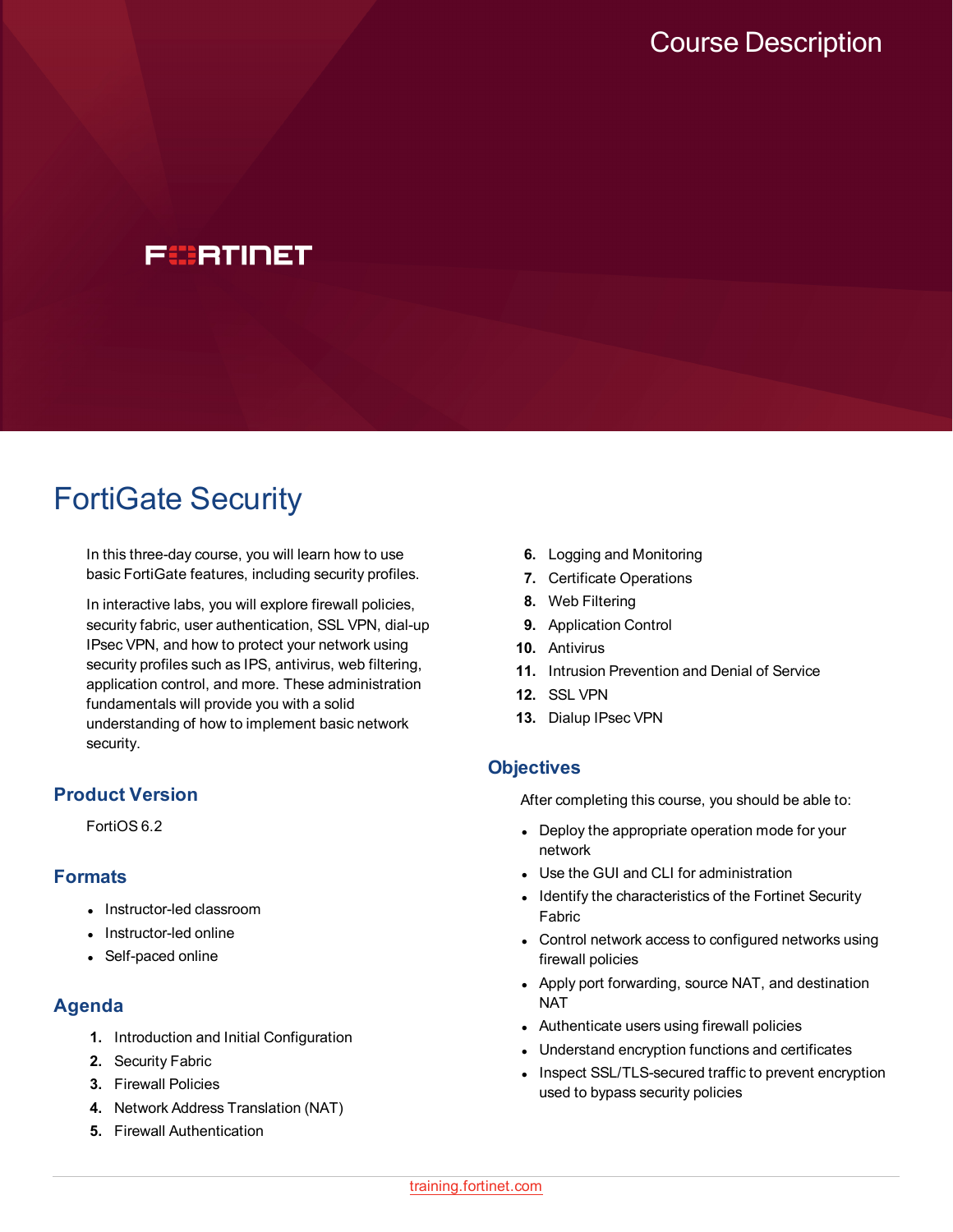Course Description

FORTINET

# FortiGate Security

In this three-day course, you will learn how to use basic FortiGate features, including security profiles.

In interactive labs, you will explore firewall policies, security fabric, user authentication, SSL VPN, dial-up IPsec VPN, and how to protect your network using security profiles such as IPS, antivirus, web filtering, application control, and more. These administration fundamentals will provide you with a solid understanding of how to implement basic network security.

## Product Version

FortiOS 6.2

## Formats

- Instructor-led classroom
- Instructor-led online
- Self-paced online

## Agenda

1. Introduction and Initial Configuration
2. Security Fabric
3. Firewall Policies
4. Network Address Translation (NAT)
5. Firewall Authentication
6. Logging and Monitoring
7. Certificate Operations
8. Web Filtering
9. Application Control
10. Antivirus
11. Intrusion Prevention and Denial of Service
12. SSL VPN
13. Dialup IPsec VPN

## Objectives

After completing this course, you should be able to:

- Deploy the appropriate operation mode for your network
- Use the GUI and CLI for administration
- Identify the characteristics of the Fortinet Security Fabric
- Control network access to configured networks using firewall policies
- Apply port forwarding, source NAT, and destination NAT
- Authenticate users using firewall policies
- Understand encryption functions and certificates
- Inspect SSL/TLS-secured traffic to prevent encryption used to bypass security policies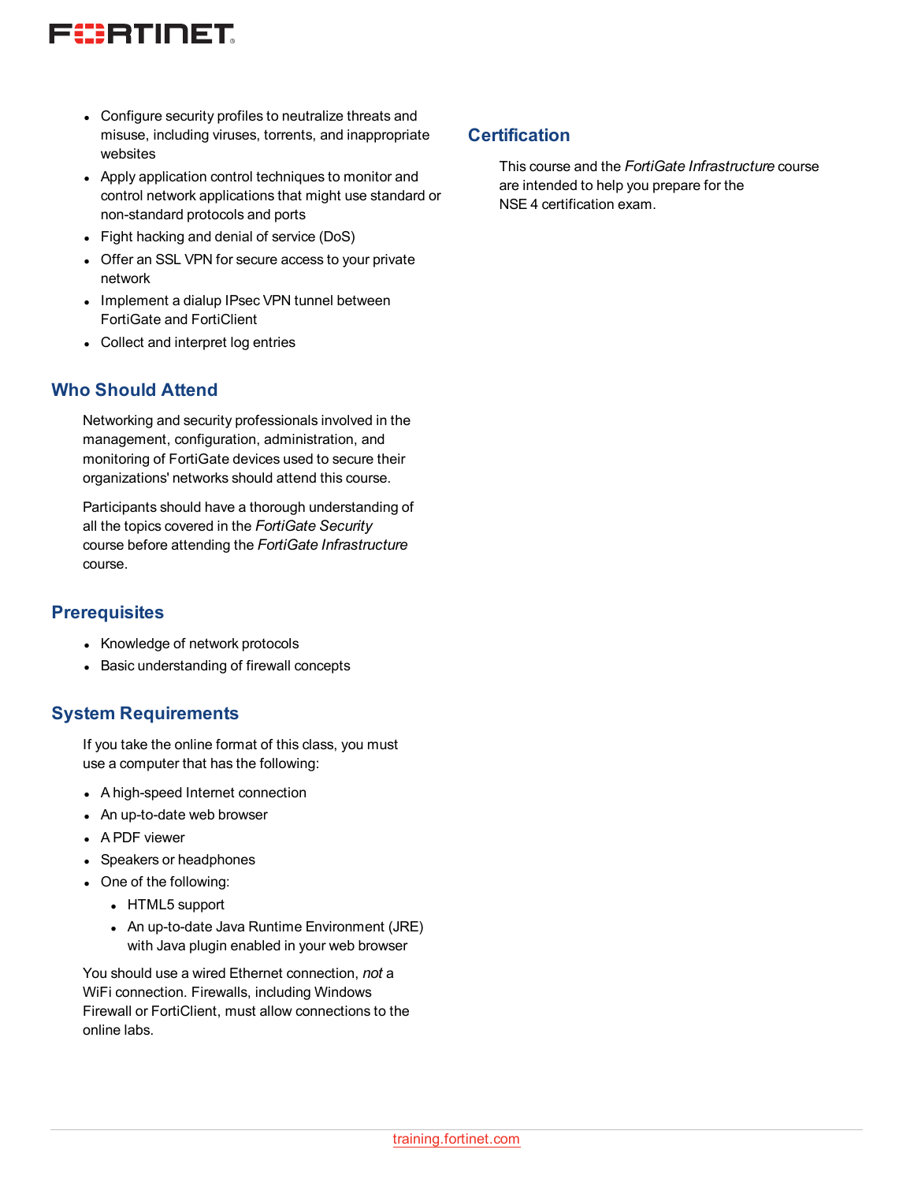- Configure security profiles to neutralize threats and misuse, including viruses, torrents, and inappropriate websites
- Apply application control techniques to monitor and control network applications that might use standard or non-standard protocols and ports
- Fight hacking and denial of service (DoS)
- Offer an SSL VPN for secure access to your private network
- Implement a dialup IPsec VPN tunnel between FortiGate and FortiClient
- Collect and interpret log entries

## Who Should Attend

Networking and security professionals involved in the management, configuration, administration, and monitoring of FortiGate devices used to secure their organizations' networks should attend this course.

Participants should have a thorough understanding of all the topics covered in the *FortiGate Security* course before attending the *FortiGate Infrastructure* course.

## Prerequisites

- Knowledge of network protocols
- Basic understanding of firewall concepts

## System Requirements

If you take the online format of this class, you must use a computer that has the following:

- A high-speed Internet connection
- An up-to-date web browser
- A PDF viewer
- Speakers or headphones
- One of the following:
  - HTML5 support
  - An up-to-date Java Runtime Environment (JRE) with Java plugin enabled in your web browser

You should use a wired Ethernet connection, *not* a WiFi connection. Firewalls, including Windows Firewall or FortiClient, must allow connections to the online labs.

## Certification

This course and the *FortiGate Infrastructure* course are intended to help you prepare for the NSE 4 certification exam.